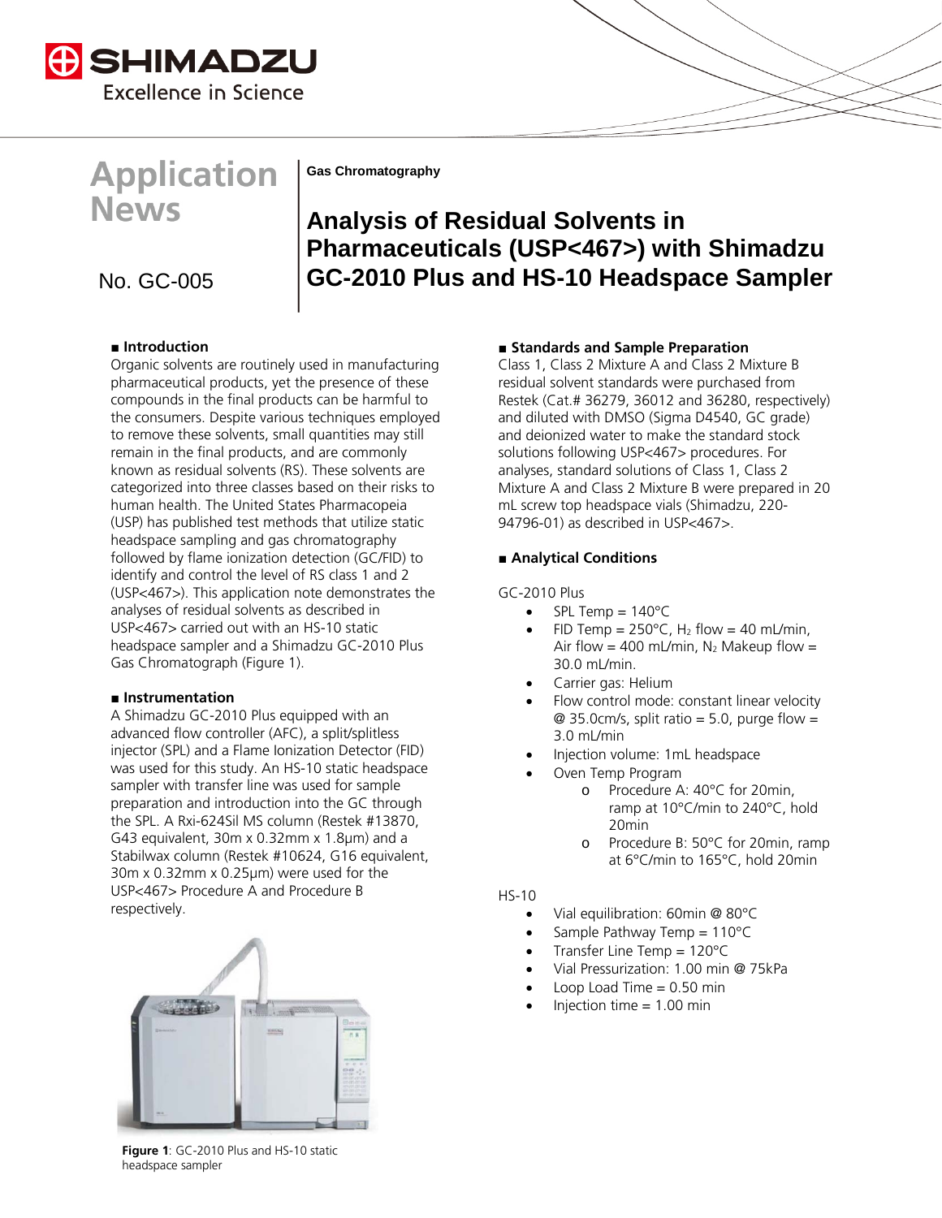# Application News

No. GC-005

**Gas Chromatography**

# Analysis of Residual Solvents in Pharmaceuticals (USP<467>) with Shimadzu GC-2010 Plus and HS-10 Headspace Sampler

## ■ Introduction

Organic solvents are routinely used in manufacturing pharmaceutical products, yet the presence of these compounds in the final products can be harmful to the consumers. Despite various techniques employed to remove these solvents, small quantities may still remain in the final products, and are commonly known as residual solvents (RS). These solvents are categorized into three classes based on their risks to human health. The United States Pharmacopeia (USP) has published test methods that utilize static headspace sampling and gas chromatography followed by flame ionization detection (GC/FID) to identify and control the level of RS class 1 and 2 (USP<467>). This application note demonstrates the analyses of residual solvents as described in USP<467> carried out with an HS-10 static headspace sampler and a Shimadzu GC-2010 Plus Gas Chromatograph (Figure 1).

## ■ Instrumentation

A Shimadzu GC-2010 Plus equipped with an advanced flow controller (AFC), a split/splitless injector (SPL) and a Flame Ionization Detector (FID) was used for this study. An HS-10 static headspace sampler with transfer line was used for sample preparation and introduction into the GC through the SPL. A Rxi-624Sil MS column (Restek #13870, G43 equivalent, 30m x 0.32mm x 1.8µm) and a Stabilwax column (Restek #10624, G16 equivalent, 30m x 0.32mm x 0.25µm) were used for the USP<467> Procedure A and Procedure B respectively.

**Figure 1**: GC-2010 Plus and HS-10 static headspace sampler

## ■ Standards and Sample Preparation

Class 1, Class 2 Mixture A and Class 2 Mixture B residual solvent standards were purchased from Restek (Cat.# 36279, 36012 and 36280, respectively) and diluted with DMSO (Sigma D4540, GC grade) and deionized water to make the standard stock solutions following USP<467> procedures. For analyses, standard solutions of Class 1, Class 2 Mixture A and Class 2 Mixture B were prepared in 20 mL screw top headspace vials (Shimadzu, 220-94796-01) as described in USP<467>.

## ■ Analytical Conditions

GC-2010 Plus

- SPL Temp = 140°C
- FID Temp = 250°C, $H_2$ flow = 40 mL/min, Air flow = 400 mL/min, $N_2$ Makeup flow = 30.0 mL/min.
- Carrier gas: Helium
- Flow control mode: constant linear velocity @ 35.0cm/s, split ratio = 5.0, purge flow = 3.0 mL/min
- Injection volume: 1mL headspace
- Oven Temp Program
  - Procedure A: 40°C for 20min, ramp at 10°C/min to 240°C, hold 20min
  - Procedure B: 50°C for 20min, ramp at 6°C/min to 165°C, hold 20min

HS-10

- Vial equilibration: 60min @ 80°C
- Sample Pathway Temp = 110°C
- Transfer Line Temp = 120°C
- Vial Pressurization: 1.00 min @ 75kPa
- Loop Load Time = 0.50 min
- Injection time = 1.00 min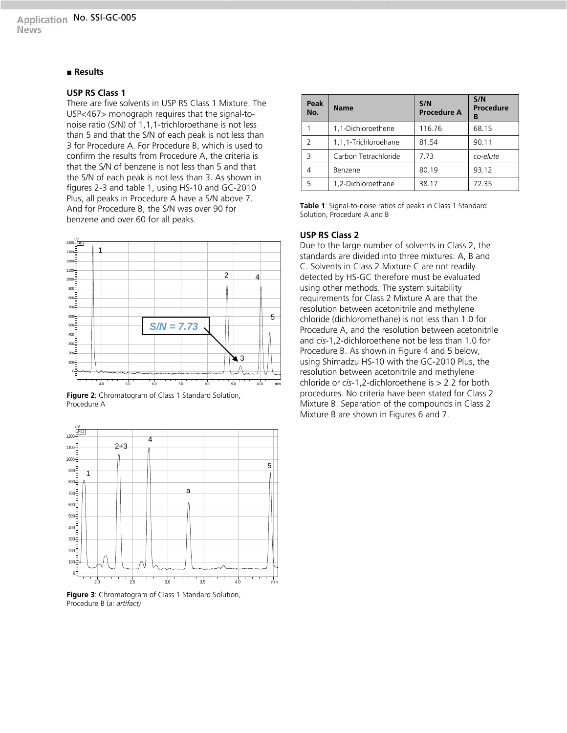■ **Results**

### USP RS Class 1

There are five solvents in USP RS Class 1 Mixture. The USP<467> monograph requires that the signal-to-noise ratio (S/N) of 1,1,1-trichloroethane is not less than 5 and that the S/N of each peak is not less than 3 for Procedure A. For Procedure B, which is used to confirm the results from Procedure A, the criteria is that the S/N of benzene is not less than 5 and that the S/N of each peak is not less than 3. As shown in figures 2-3 and table 1, using HS-10 and GC-2010 Plus, all peaks in Procedure A have a S/N above 7. And for Procedure B, the S/N was over 90 for benzene and over 60 for all peaks.

**Figure 2**: Chromatogram of Class 1 Standard Solution, Procedure A

**Figure 3**: Chromatogram of Class 1 Standard Solution, Procedure B (*a: artifact)*

| Peak No. | Name | S/N Procedure A | S/N Procedure B |
|---|---|---|---|
| 1 | 1,1-Dichloroethene | 116.76 | 68.15 |
| 2 | 1,1,1-Trichloroehane | 81.54 | 90.11 |
| 3 | Carbon Tetrachloride | 7.73 | *co-elute* |
| 4 | Benzene | 80.19 | 93.12 |
| 5 | 1,2-Dichloroethane | 38.17 | 72.35 |

**Table 1**: Signal-to-noise ratios of peaks in Class 1 Standard Solution, Procedure A and B

### USP RS Class 2

Due to the large number of solvents in Class 2, the standards are divided into three mixtures: A, B and C. Solvents in Class 2 Mixture C are not readily detected by HS-GC therefore must be evaluated using other methods. The system suitability requirements for Class 2 Mixture A are that the resolution between acetonitrile and methylene chloride (dichloromethane) is not less than 1.0 for Procedure A, and the resolution between acetonitrile and *cis*-1,2-dichloroethene not be less than 1.0 for Procedure B. As shown in Figure 4 and 5 below, using Shimadzu HS-10 with the GC-2010 Plus, the resolution between acetonitrile and methylene chloride or *cis*-1,2-dichloroethene is > 2.2 for both procedures. No criteria have been stated for Class 2 Mixture B. Separation of the compounds in Class 2 Mixture B are shown in Figures 6 and 7.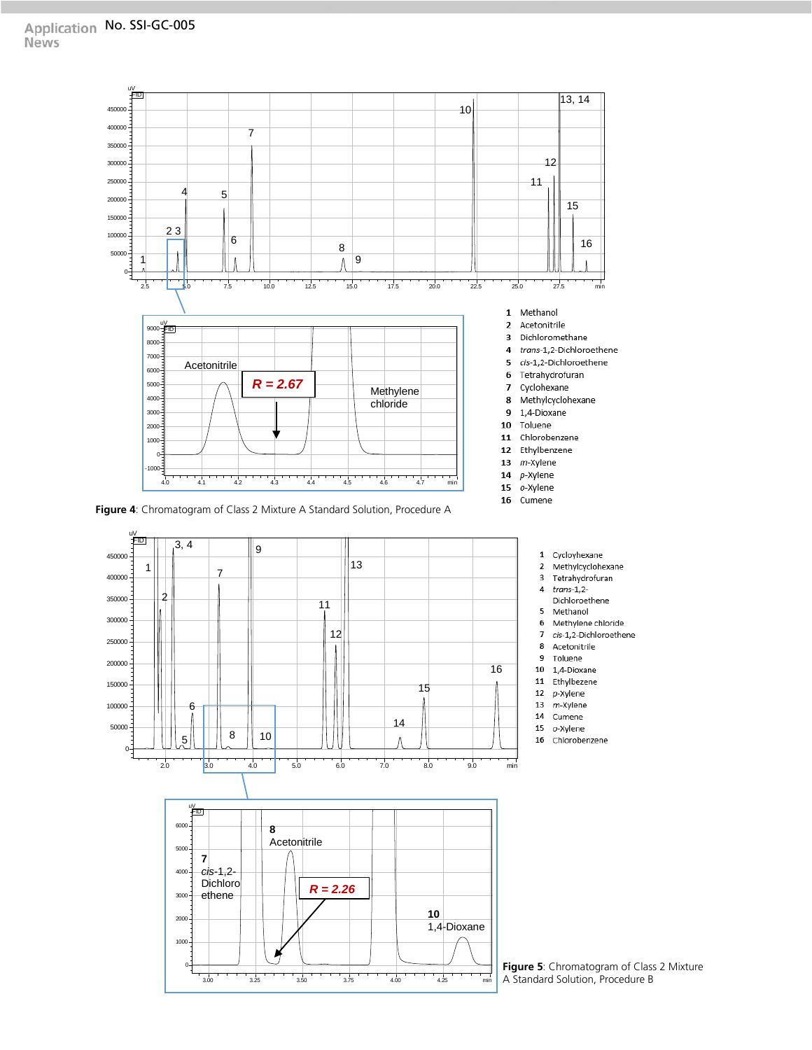| No. | Compound |
|---|---|
| 1 | Methanol |
| 2 | Acetonitrile |
| 3 | Dichloromethane |
| 4 | *trans*-1,2-Dichloroethene |
| 5 | *cis*-1,2-Dichloroethene |
| 6 | Tetrahydrofuran |
| 7 | Cyclohexane |
| 8 | Methylcyclohexane |
| 9 | 1,4-Dioxane |
| 10 | Toluene |
| 11 | Chlorobenzene |
| 12 | Ethylbenzene |
| 13 | *m*-Xylene |
| 14 | *p*-Xylene |
| 15 | *o*-Xylene |
| 16 | Cumene |

**Figure 4**: Chromatogram of Class 2 Mixture A Standard Solution, Procedure A

| No. | Compound |
|---|---|
| 1 | Cyclohexane |
| 2 | Methylcyclohexane |
| 3 | Tetrahydrofuran |
| 4 | *trans*-1,2-Dichloroethene |
| 5 | Methanol |
| 6 | Methylene chloride |
| 7 | *cis*-1,2-Dichloroethene |
| 8 | Acetonitrile |
| 9 | Toluene |
| 10 | 1,4-Dioxane |
| 11 | Ethylbezene |
| 12 | *p*-Xylene |
| 13 | *m*-Xylene |
| 14 | Cumene |
| 15 | *o*-Xylene |
| 16 | Chlorobenzene |

**Figure 5**: Chromatogram of Class 2 Mixture A Standard Solution, Procedure B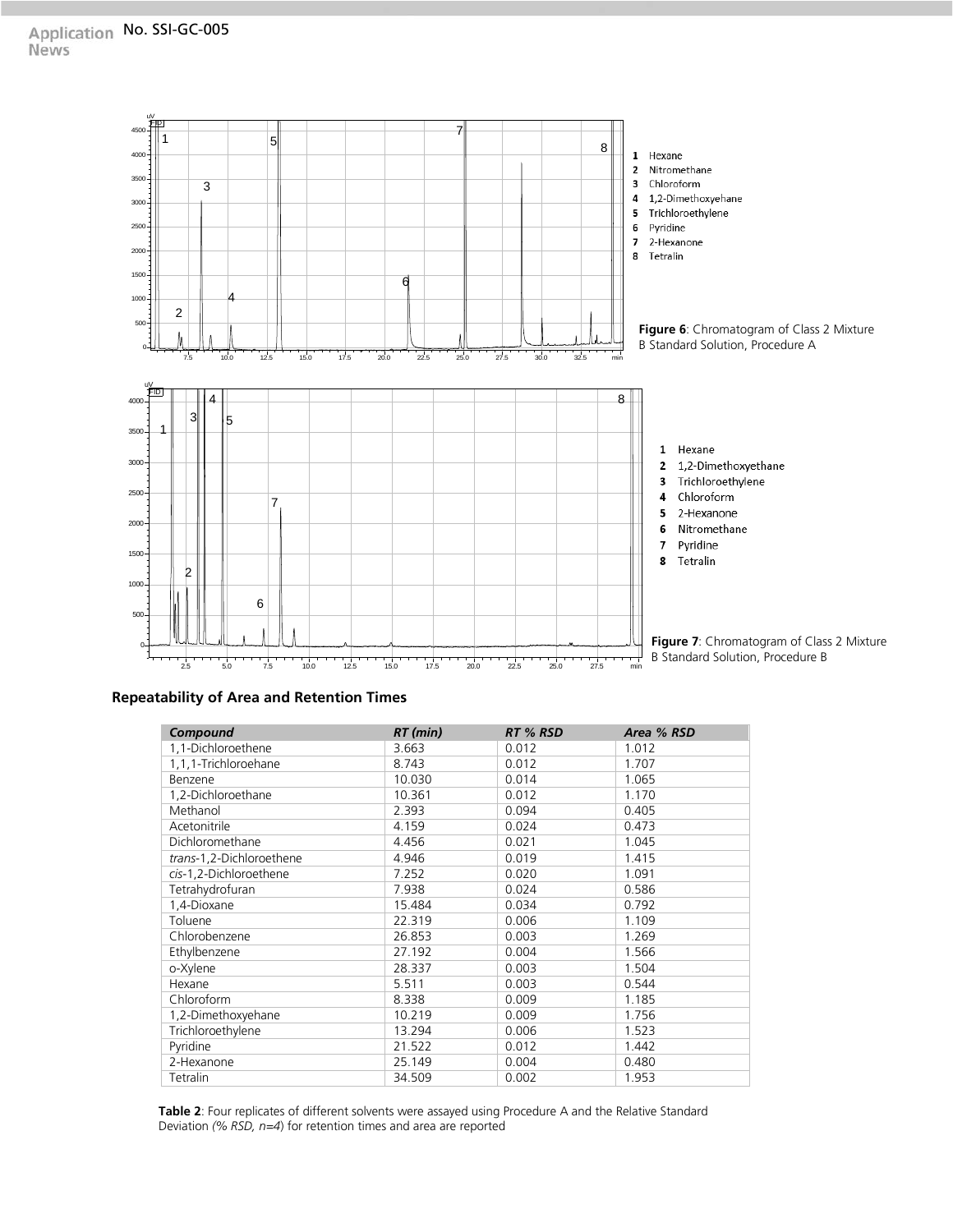1 Hexane
2 Nitromethane
3 Chloroform
4 1,2-Dimethoxyehane
5 Trichloroethylene
6 Pyridine
7 2-Hexanone
8 Tetralin

**Figure 6**: Chromatogram of Class 2 Mixture B Standard Solution, Procedure A

1 Hexane
2 1,2-Dimethoxyethane
3 Trichloroethylene
4 Chloroform
5 2-Hexanone
6 Nitromethane
7 Pyridine
8 Tetralin

**Figure 7**: Chromatogram of Class 2 Mixture B Standard Solution, Procedure B

## Repeatability of Area and Retention Times

| *Compound* | *RT (min)* | *RT % RSD* | *Area % RSD* |
|---|---|---|---|
| 1,1-Dichloroethene | 3.663 | 0.012 | 1.012 |
| 1,1,1-Trichloroehane | 8.743 | 0.012 | 1.707 |
| Benzene | 10.030 | 0.014 | 1.065 |
| 1,2-Dichloroethane | 10.361 | 0.012 | 1.170 |
| Methanol | 2.393 | 0.094 | 0.405 |
| Acetonitrile | 4.159 | 0.024 | 0.473 |
| Dichloromethane | 4.456 | 0.021 | 1.045 |
| *trans*-1,2-Dichloroethene | 4.946 | 0.019 | 1.415 |
| *cis*-1,2-Dichloroethene | 7.252 | 0.020 | 1.091 |
| Tetrahydrofuran | 7.938 | 0.024 | 0.586 |
| 1,4-Dioxane | 15.484 | 0.034 | 0.792 |
| Toluene | 22.319 | 0.006 | 1.109 |
| Chlorobenzene | 26.853 | 0.003 | 1.269 |
| Ethylbenzene | 27.192 | 0.004 | 1.566 |
| o-Xylene | 28.337 | 0.003 | 1.504 |
| Hexane | 5.511 | 0.003 | 0.544 |
| Chloroform | 8.338 | 0.009 | 1.185 |
| 1,2-Dimethoxyehane | 10.219 | 0.009 | 1.756 |
| Trichloroethylene | 13.294 | 0.006 | 1.523 |
| Pyridine | 21.522 | 0.012 | 1.442 |
| 2-Hexanone | 25.149 | 0.004 | 0.480 |
| Tetralin | 34.509 | 0.002 | 1.953 |

**Table 2**: Four replicates of different solvents were assayed using Procedure A and the Relative Standard Deviation *(% RSD, n=4*) for retention times and area are reported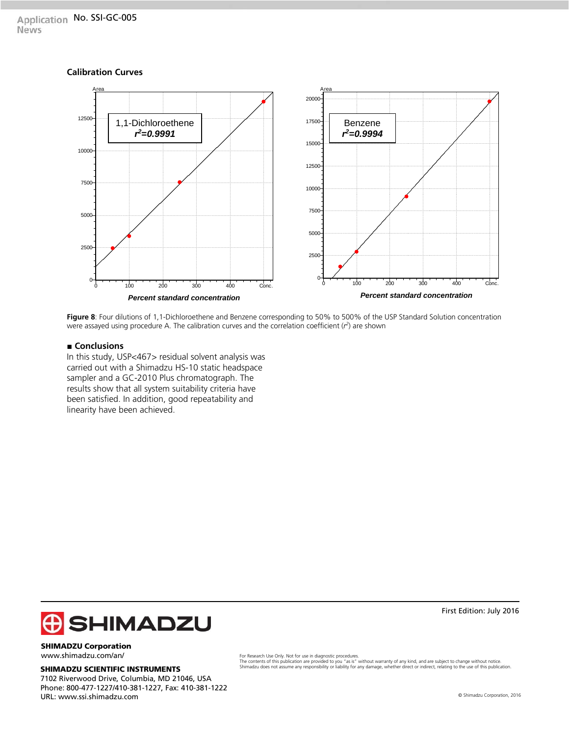### Calibration Curves

Area

12500
10000
7500
5000
2500
0

0 100 200 300 400 Conc.

1,1-Dichloroethene
$r^2$=0.9991

*Percent standard concentration*

Area

20000
17500
15000
12500
10000
7500
5000
2500
0

0 100 200 300 400 Conc.

Benzene
$r^2$=0.9994

*Percent standard concentration*

**Figure 8**: Four dilutions of 1,1-Dichloroethene and Benzene corresponding to 50% to 500% of the USP Standard Solution concentration were assayed using procedure A. The calibration curves and the correlation coefficient ($r^2$) are shown

## ■ Conclusions

In this study, USP<467> residual solvent analysis was carried out with a Shimadzu HS-10 static headspace sampler and a GC-2010 Plus chromatograph. The results show that all system suitability criteria have been satisfied. In addition, good repeatability and linearity have been achieved.

First Edition: July 2016

SHIMADZU

**SHIMADZU Corporation**
www.shimadzu.com/an/

**SHIMADZU SCIENTIFIC INSTRUMENTS**
7102 Riverwood Drive, Columbia, MD 21046, USA
Phone: 800-477-1227/410-381-1227, Fax: 410-381-1222
URL: www.ssi.shimadzu.com

For Research Use Only. Not for use in diagnostic procedures.
The contents of this publication are provided to you "as is" without warranty of any kind, and are subject to change without notice.
Shimadzu does not assume any responsibility or liability for any damage, whether direct or indirect, relating to the use of this publication.

© Shimadzu Corporation, 2016